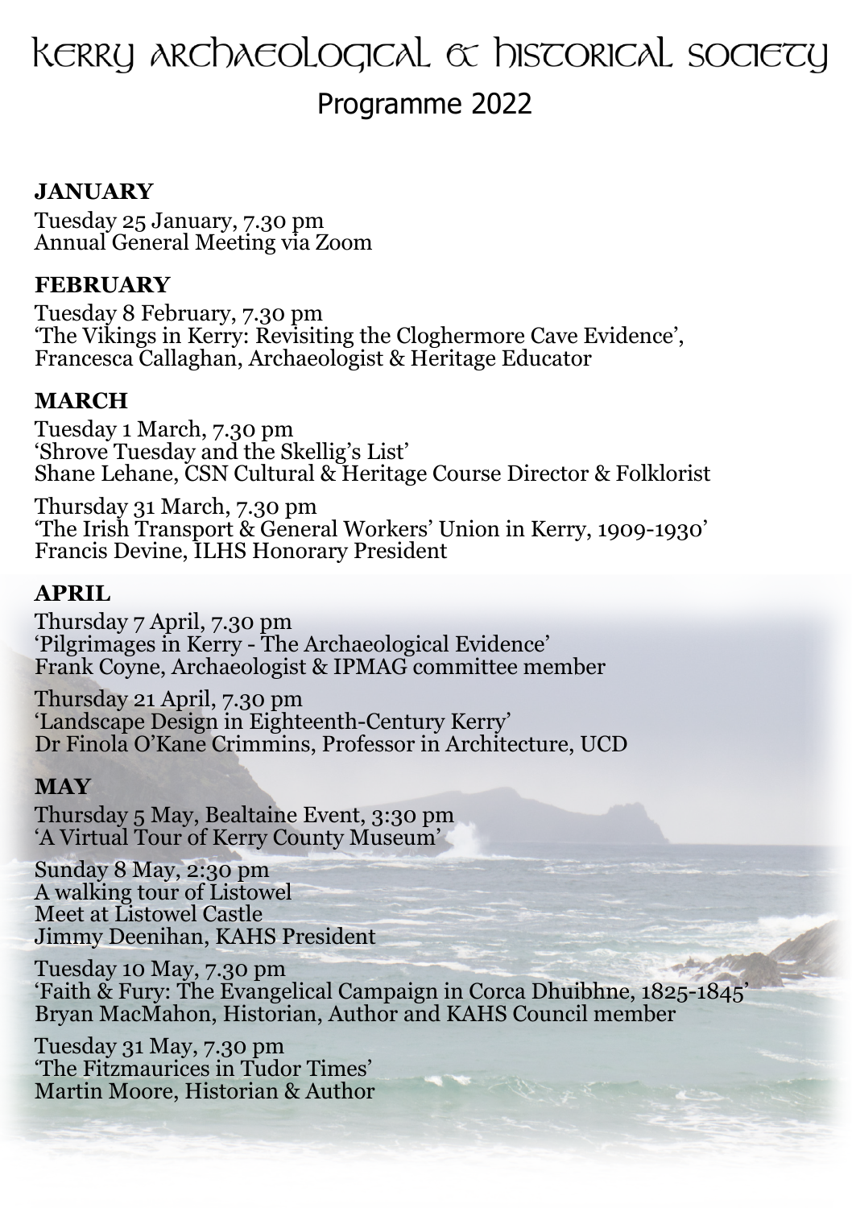# Kerry Archaeological & Historical Society

## Programme 2022

### JANUARY

Tuesday 25 January, 7.30 pm
Annual General Meeting via Zoom

### FEBRUARY

Tuesday 8 February, 7.30 pm
'The Vikings in Kerry: Revisiting the Cloghermore Cave Evidence',
Francesca Callaghan, Archaeologist & Heritage Educator

### MARCH

Tuesday 1 March, 7.30 pm
'Shrove Tuesday and the Skellig's List'
Shane Lehane, CSN Cultural & Heritage Course Director & Folklorist

Thursday 31 March, 7.30 pm
'The Irish Transport & General Workers' Union in Kerry, 1909-1930'
Francis Devine, ILHS Honorary President

### APRIL

Thursday 7 April, 7.30 pm
'Pilgrimages in Kerry - The Archaeological Evidence'
Frank Coyne, Archaeologist & IPMAG committee member

Thursday 21 April, 7.30 pm
'Landscape Design in Eighteenth-Century Kerry'
Dr Finola O'Kane Crimmins, Professor in Architecture, UCD

### MAY

Thursday 5 May, Bealtaine Event, 3:30 pm
'A Virtual Tour of Kerry County Museum'

Sunday 8 May, 2:30 pm
A walking tour of Listowel
Meet at Listowel Castle
Jimmy Deenihan, KAHS President

Tuesday 10 May, 7.30 pm
'Faith & Fury: The Evangelical Campaign in Corca Dhuibhne, 1825-1845'
Bryan MacMahon, Historian, Author and KAHS Council member

Tuesday 31 May, 7.30 pm
'The Fitzmaurices in Tudor Times'
Martin Moore, Historian & Author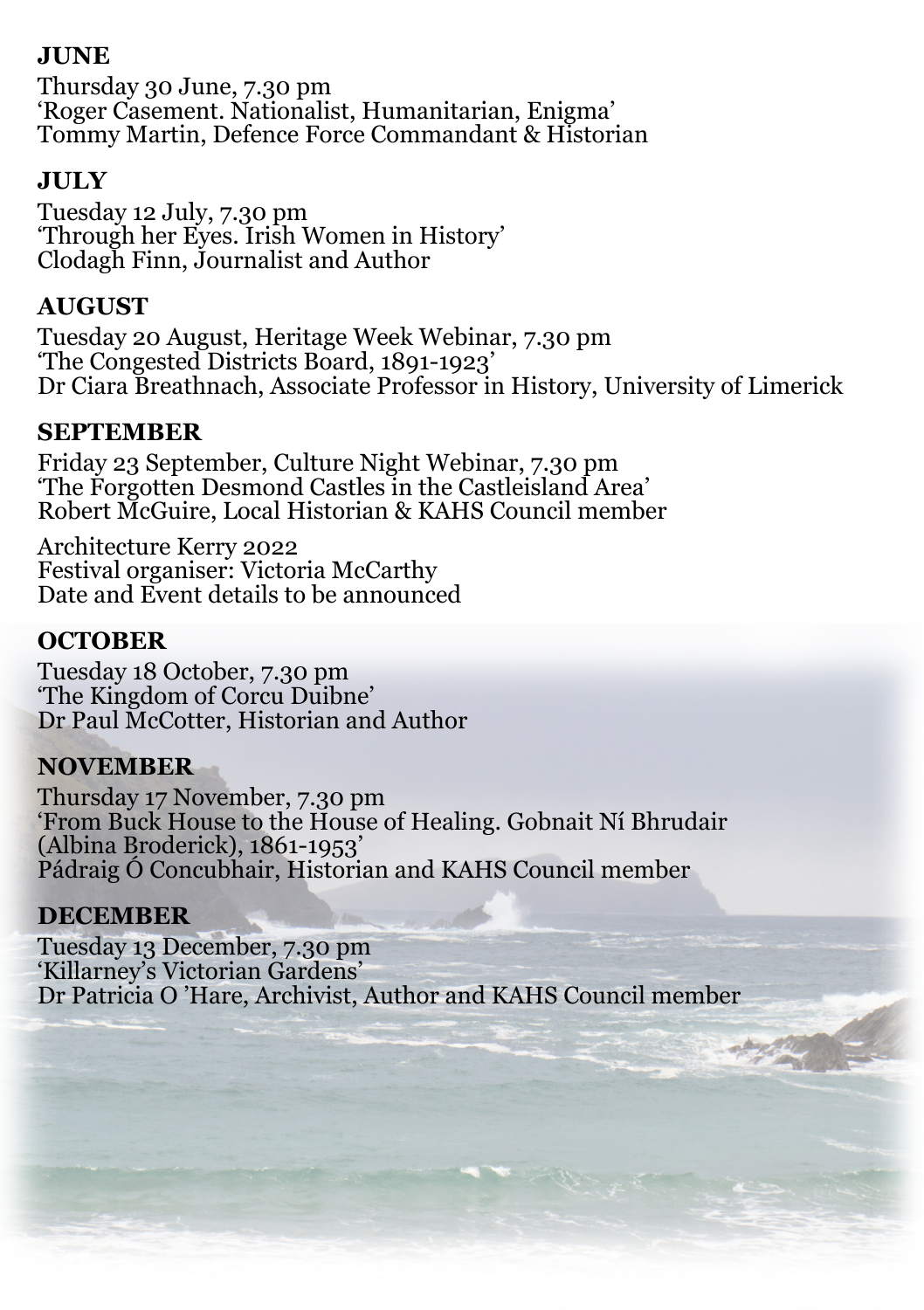## JUNE

Thursday 30 June, 7.30 pm
'Roger Casement. Nationalist, Humanitarian, Enigma'
Tommy Martin, Defence Force Commandant & Historian

## JULY

Tuesday 12 July, 7.30 pm
'Through her Eyes. Irish Women in History'
Clodagh Finn, Journalist and Author

## AUGUST

Tuesday 20 August, Heritage Week Webinar, 7.30 pm
'The Congested Districts Board, 1891-1923'
Dr Ciara Breathnach, Associate Professor in History, University of Limerick

## SEPTEMBER

Friday 23 September, Culture Night Webinar, 7.30 pm
'The Forgotten Desmond Castles in the Castleisland Area'
Robert McGuire, Local Historian & KAHS Council member

Architecture Kerry 2022
Festival organiser: Victoria McCarthy
Date and Event details to be announced

## OCTOBER

Tuesday 18 October, 7.30 pm
'The Kingdom of Corcu Duibne'
Dr Paul McCotter, Historian and Author

## NOVEMBER

Thursday 17 November, 7.30 pm
'From Buck House to the House of Healing. Gobnait Ní Bhrudair (Albina Broderick), 1861-1953'
Pádraig Ó Concubhair, Historian and KAHS Council member

## DECEMBER

Tuesday 13 December, 7.30 pm
'Killarney's Victorian Gardens'
Dr Patricia O 'Hare, Archivist, Author and KAHS Council member